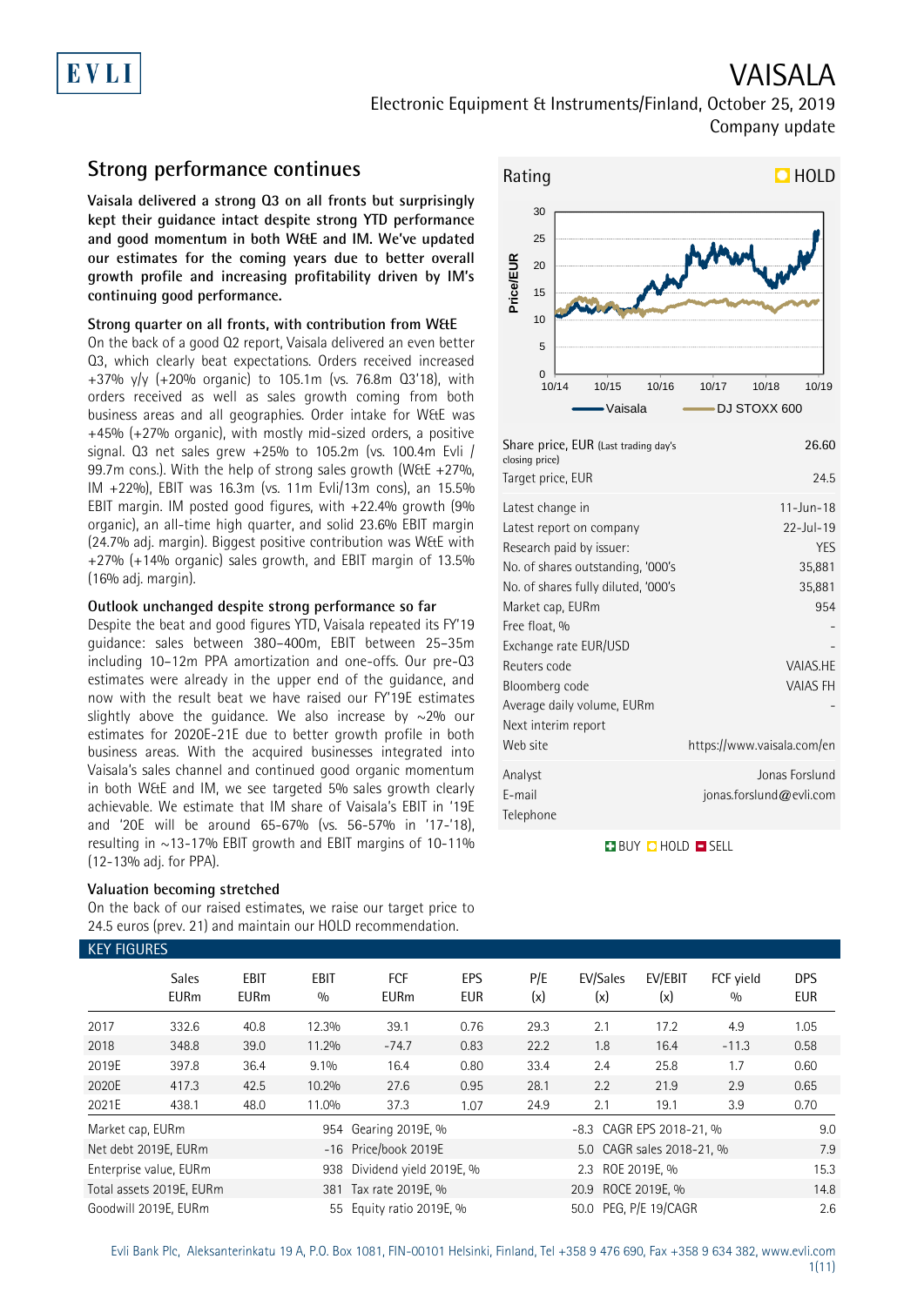# VAISALA

Electronic Equipment & Instruments/Finland, October 25, 2019

Company update

## Strong performance continues

**Vaisala delivered a strong Q3 on all fronts but surprisingly kept their guidance intact despite strong YTD performance and good momentum in both W&E and IM. We've updated our estimates for the coming years due to better overall growth profile and increasing profitability driven by IM's continuing good performance.**

### Strong quarter on all fronts, with contribution from W&E

On the back of a good Q2 report, Vaisala delivered an even better Q3, which clearly beat expectations. Orders received increased +37% y/y (+20% organic) to 105.1m (vs. 76.8m Q3'18), with orders received as well as sales growth coming from both business areas and all geographies. Order intake for W&E was +45% (+27% organic), with mostly mid-sized orders, a positive signal. Q3 net sales grew +25% to 105.2m (vs. 100.4m Evli / 99.7m cons.). With the help of strong sales growth (W&E +27%, IM +22%), EBIT was 16.3m (vs. 11m Evli/13m cons), an 15.5% EBIT margin. IM posted good figures, with +22.4% growth (9% organic), an all-time high quarter, and solid 23.6% EBIT margin (24.7% adj. margin). Biggest positive contribution was W&E with +27% (+14% organic) sales growth, and EBIT margin of 13.5% (16% adj. margin).

### Outlook unchanged despite strong performance so far

Despite the beat and good figures YTD, Vaisala repeated its FY'19 guidance: sales between 380–400m, EBIT between 25–35m including 10–12m PPA amortization and one-offs. Our pre-Q3 estimates were already in the upper end of the guidance, and now with the result beat we have raised our FY'19E estimates slightly above the guidance. We also increase by ~2% our estimates for 2020E-21E due to better growth profile in both business areas. With the acquired businesses integrated into Vaisala's sales channel and continued good organic momentum in both W&E and IM, we see targeted 5% sales growth clearly achievable. We estimate that IM share of Vaisala's EBIT in '19E and '20E will be around 65-67% (vs. 56-57% in '17-'18), resulting in ~13-17% EBIT growth and EBIT margins of 10-11% (12-13% adj. for PPA).

### Valuation becoming stretched

On the back of our raised estimates, we raise our target price to 24.5 euros (prev. 21) and maintain our HOLD recommendation.

**Rating: HOLD**

| | |
|---|---|
| Share price, EUR (Last trading day's closing price) | 26.60 |
| Target price, EUR | 24.5 |
| Latest change in | 11-Jun-18 |
| Latest report on company | 22-Jul-19 |
| Research paid by issuer: | YES |
| No. of shares outstanding, '000's | 35,881 |
| No. of shares fully diluted, '000's | 35,881 |
| Market cap, EURm | 954 |
| Free float, % | - |
| Exchange rate EUR/USD | - |
| Reuters code | VAIAS.HE |
| Bloomberg code | VAIAS FH |
| Average daily volume, EURm | - |
| Next interim report | |
| Web site | https://www.vaisala.com/en |
| Analyst | Jonas Forslund |
| E-mail | jonas.forslund@evli.com |
| Telephone | |

BUY HOLD SELL

### KEY FIGURES

| | Sales EURm | EBIT EURm | EBIT % | FCF EURm | EPS EUR | P/E (x) | EV/Sales (x) | EV/EBIT (x) | FCF yield % | DPS EUR |
|---|---|---|---|---|---|---|---|---|---|---|
| 2017 | 332.6 | 40.8 | 12.3% | 39.1 | 0.76 | 29.3 | 2.1 | 17.2 | 4.9 | 1.05 |
| 2018 | 348.8 | 39.0 | 11.2% | -74.7 | 0.83 | 22.2 | 1.8 | 16.4 | -11.3 | 0.58 |
| 2019E | 397.8 | 36.4 | 9.1% | 16.4 | 0.80 | 33.4 | 2.4 | 25.8 | 1.7 | 0.60 |
| 2020E | 417.3 | 42.5 | 10.2% | 27.6 | 0.95 | 28.1 | 2.2 | 21.9 | 2.9 | 0.65 |
| 2021E | 438.1 | 48.0 | 11.0% | 37.3 | 1.07 | 24.9 | 2.1 | 19.1 | 3.9 | 0.70 |

| | | | | | |
|---|---|---|---|---|---|
| Market cap, EURm | 954 | Gearing 2019E, % | -8.3 | CAGR EPS 2018-21, % | 9.0 |
| Net debt 2019E, EURm | -16 | Price/book 2019E | 5.0 | CAGR sales 2018-21, % | 7.9 |
| Enterprise value, EURm | 938 | Dividend yield 2019E, % | 2.3 | ROE 2019E, % | 15.3 |
| Total assets 2019E, EURm | 381 | Tax rate 2019E, % | 20.9 | ROCE 2019E, % | 14.8 |
| Goodwill 2019E, EURm | 55 | Equity ratio 2019E, % | 50.0 | PEG, P/E 19/CAGR | 2.6 |

Evli Bank Plc, Aleksanterinkatu 19 A, P.O. Box 1081, FIN-00101 Helsinki, Finland, Tel +358 9 476 690, Fax +358 9 634 382, www.evli.com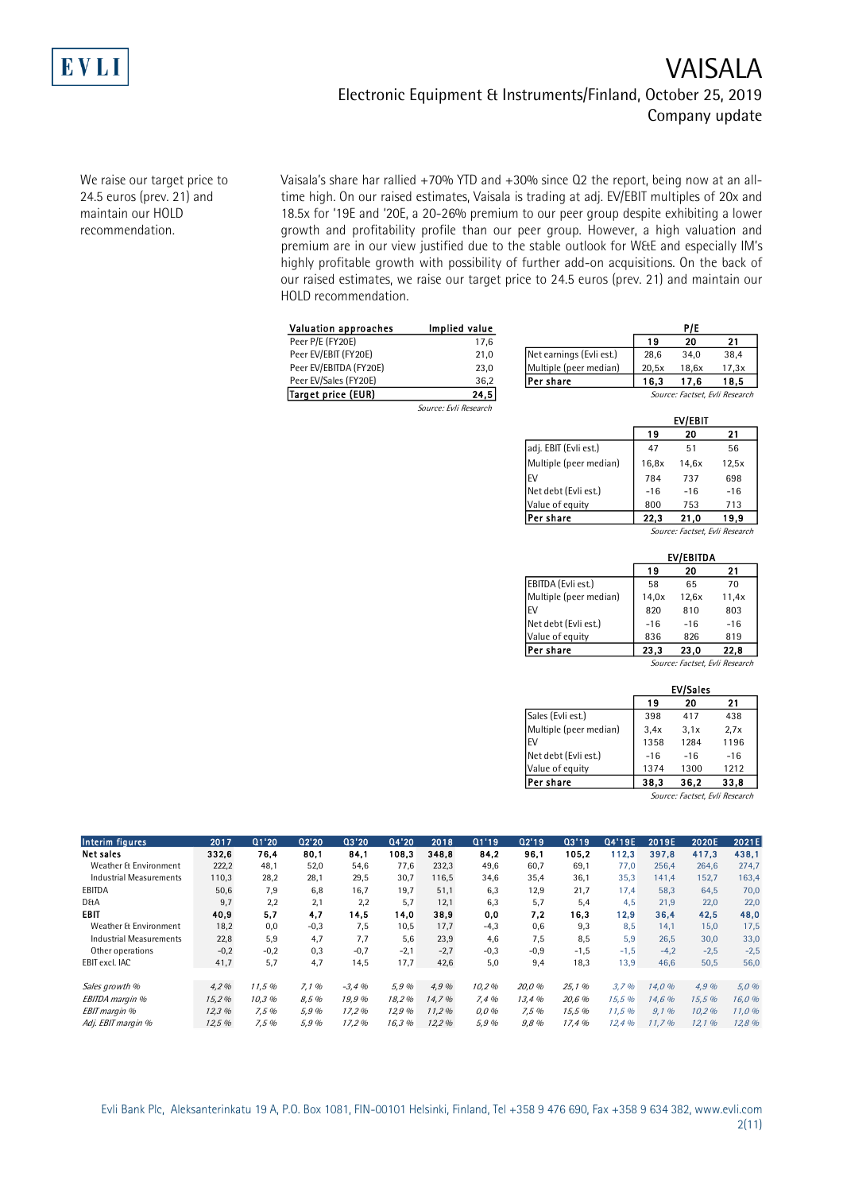We raise our target price to 24.5 euros (prev. 21) and maintain our HOLD recommendation.

Vaisala's share har rallied +70% YTD and +30% since Q2 the report, being now at an all-time high. On our raised estimates, Vaisala is trading at adj. EV/EBIT multiples of 20x and 18.5x for '19E and '20E, a 20-26% premium to our peer group despite exhibiting a lower growth and profitability profile than our peer group. However, a high valuation and premium are in our view justified due to the stable outlook for W&E and especially IM's highly profitable growth with possibility of further add-on acquisitions. On the back of our raised estimates, we raise our target price to 24.5 euros (prev. 21) and maintain our HOLD recommendation.

| Valuation approaches | Implied value |
|---|---|
| Peer P/E (FY20E) | 17,6 |
| Peer EV/EBIT (FY20E) | 21,0 |
| Peer EV/EBITDA (FY20E) | 23,0 |
| Peer EV/Sales (FY20E) | 36,2 |
| **Target price (EUR)** | **24,5** |

*Source: Evli Research*

| P/E | 19 | 20 | 21 |
|---|---|---|---|
| Net earnings (Evli est.) | 28,6 | 34,0 | 38,4 |
| Multiple (peer median) | 20,5x | 18,6x | 17,3x |
| **Per share** | **16,3** | **17,6** | **18,5** |

*Source: Factset, Evli Research*

| EV/EBIT | 19 | 20 | 21 |
|---|---|---|---|
| adj. EBIT (Evli est.) | 47 | 51 | 56 |
| Multiple (peer median) | 16,8x | 14,6x | 12,5x |
| EV | 784 | 737 | 698 |
| Net debt (Evli est.) | -16 | -16 | -16 |
| Value of equity | 800 | 753 | 713 |
| **Per share** | **22,3** | **21,0** | **19,9** |

*Source: Factset, Evli Research*

| EV/EBITDA | 19 | 20 | 21 |
|---|---|---|---|
| EBITDA (Evli est.) | 58 | 65 | 70 |
| Multiple (peer median) | 14,0x | 12,6x | 11,4x |
| EV | 820 | 810 | 803 |
| Net debt (Evli est.) | -16 | -16 | -16 |
| Value of equity | 836 | 826 | 819 |
| **Per share** | **23,3** | **23,0** | **22,8** |

*Source: Factset, Evli Research*

| EV/Sales | 19 | 20 | 21 |
|---|---|---|---|
| Sales (Evli est.) | 398 | 417 | 438 |
| Multiple (peer median) | 3,4x | 3,1x | 2,7x |
| EV | 1358 | 1284 | 1196 |
| Net debt (Evli est.) | -16 | -16 | -16 |
| Value of equity | 1374 | 1300 | 1212 |
| **Per share** | **38,3** | **36,2** | **33,8** |

*Source: Factset, Evli Research*

| Interim figures | 2017 | Q1'20 | Q2'20 | Q3'20 | Q4'20 | 2018 | Q1'19 | Q2'19 | Q3'19 | Q4'19E | 2019E | 2020E | 2021E |
|---|---|---|---|---|---|---|---|---|---|---|---|---|---|
| **Net sales** | **332,6** | **76,4** | **80,1** | **84,1** | **108,3** | **348,8** | **84,2** | **96,1** | **105,2** | **112,3** | **397,8** | **417,3** | **438,1** |
| Weather & Environment | 222,2 | 48,1 | 52,0 | 54,6 | 77,6 | 232,3 | 49,6 | 60,7 | 69,1 | 77,0 | 256,4 | 264,6 | 274,7 |
| Industrial Measurements | 110,3 | 28,2 | 28,1 | 29,5 | 30,7 | 116,5 | 34,6 | 35,4 | 36,1 | 35,3 | 141,4 | 152,7 | 163,4 |
| EBITDA | 50,6 | 7,9 | 6,8 | 16,7 | 19,7 | 51,1 | 6,3 | 12,9 | 21,7 | 17,4 | 58,3 | 64,5 | 70,0 |
| D&A | 9,7 | 2,2 | 2,1 | 2,2 | 5,7 | 12,1 | 6,3 | 5,7 | 5,4 | 4,5 | 21,9 | 22,0 | 22,0 |
| **EBIT** | **40,9** | **5,7** | **4,7** | **14,5** | **14,0** | **38,9** | **0,0** | **7,2** | **16,3** | **12,9** | **36,4** | **42,5** | **48,0** |
| Weather & Environment | 18,2 | 0,0 | -0,3 | 7,5 | 10,5 | 17,7 | -4,3 | 0,6 | 9,3 | 8,5 | 14,1 | 15,0 | 17,5 |
| Industrial Measurements | 22,8 | 5,9 | 4,7 | 7,7 | 5,6 | 23,9 | 4,6 | 7,5 | 8,5 | 5,9 | 26,5 | 30,0 | 33,0 |
| Other operations | -0,2 | -0,2 | 0,3 | -0,7 | -2,1 | -2,7 | -0,3 | -0,9 | -1,5 | -1,5 | -4,2 | -2,5 | -2,5 |
| EBIT excl. IAC | 41,7 | 5,7 | 4,7 | 14,5 | 17,7 | 42,6 | 5,0 | 9,4 | 18,3 | 13,9 | 46,6 | 50,5 | 56,0 |
| | | | | | | | | | | | | | |
| *Sales growth %* | *4,2 %* | *11,5 %* | *7,1 %* | *-3,4 %* | *5,9 %* | *4,9 %* | *10,2 %* | *20,0 %* | *25,1 %* | *3,7 %* | *14,0 %* | *4,9 %* | *5,0 %* |
| *EBITDA margin %* | *15,2 %* | *10,3 %* | *8,5 %* | *19,9 %* | *18,2 %* | *14,7 %* | *7,4 %* | *13,4 %* | *20,6 %* | *15,5 %* | *14,6 %* | *15,5 %* | *16,0 %* |
| *EBIT margin %* | *12,3 %* | *7,5 %* | *5,9 %* | *17,2 %* | *12,9 %* | *11,2 %* | *0,0 %* | *7,5 %* | *15,5 %* | *11,5 %* | *9,1 %* | *10,2 %* | *11,0 %* |
| *Adj. EBIT margin %* | *12,5 %* | *7,5 %* | *5,9 %* | *17,2 %* | *16,3 %* | *12,2 %* | *5,9 %* | *9,8 %* | *17,4 %* | *12,4 %* | *11,7 %* | *12,1 %* | *12,8 %* |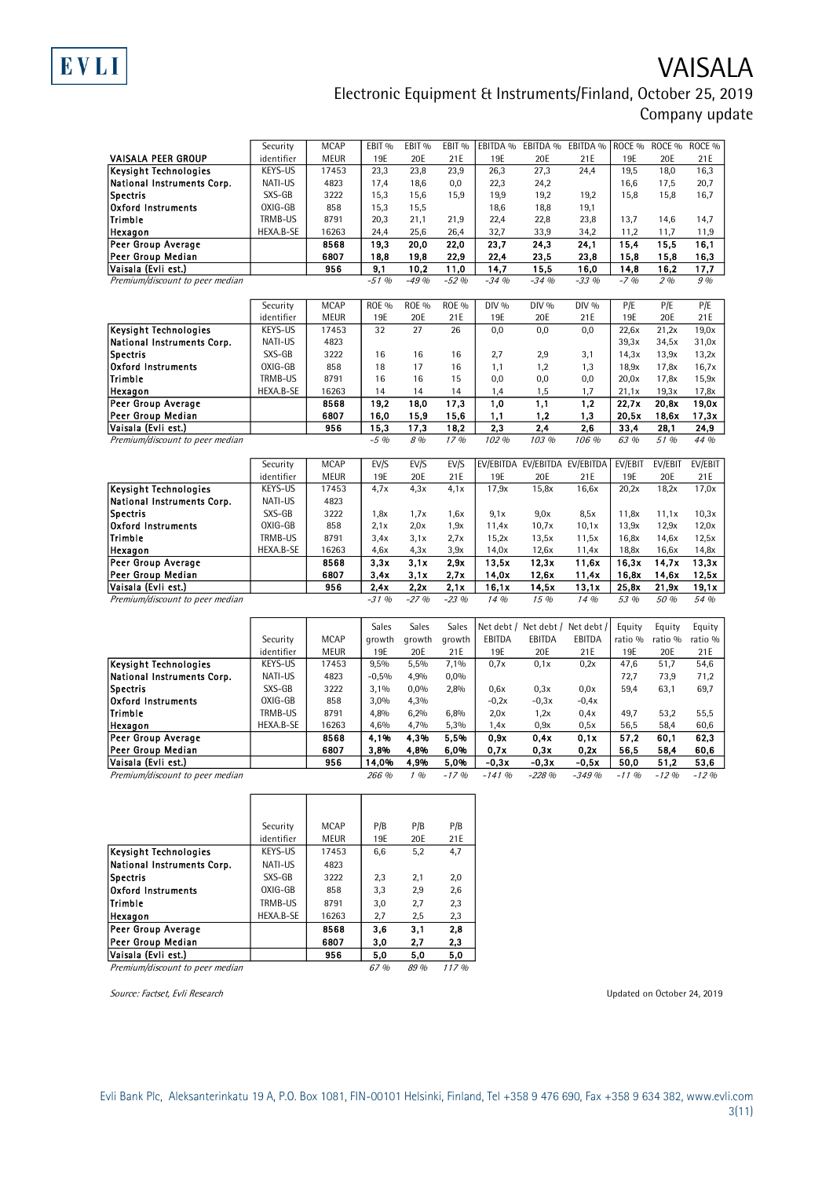# VAISALA

Electronic Equipment & Instruments/Finland, October 25, 2019

Company update

| VAISALA PEER GROUP | Security identifier | MCAP MEUR | EBIT % 19E | EBIT % 20E | EBIT % 21E | EBITDA % 19E | EBITDA % 20E | EBITDA % 21E | ROCE % 19E | ROCE % 20E | ROCE % 21E |
|---|---|---|---|---|---|---|---|---|---|---|---|
| Keysight Technologies | KEYS-US | 17453 | 23,3 | 23,8 | 23,9 | 26,3 | 27,3 | 24,4 | 19,5 | 18,0 | 16,3 |
| National Instruments Corp. | NATI-US | 4823 | 17,4 | 18,6 | 0,0 | 22,3 | 24,2 | | 16,6 | 17,5 | 20,7 |
| Spectris | SXS-GB | 3222 | 15,3 | 15,6 | 15,9 | 19,9 | 19,2 | 19,2 | 15,8 | 15,8 | 16,7 |
| Oxford Instruments | OXIG-GB | 858 | 15,3 | 15,5 | | 18,6 | 18,8 | 19,1 | | | |
| Trimble | TRMB-US | 8791 | 20,3 | 21,1 | 21,9 | 22,4 | 22,8 | 23,8 | 13,7 | 14,6 | 14,7 |
| Hexagon | HEXA.B-SE | 16263 | 24,4 | 25,6 | 26,4 | 32,7 | 33,9 | 34,2 | 11,2 | 11,7 | 11,9 |
| **Peer Group Average** | | **8568** | **19,3** | **20,0** | **22,0** | **23,7** | **24,3** | **24,1** | **15,4** | **15,5** | **16,1** |
| **Peer Group Median** | | **6807** | **18,8** | **19,8** | **22,9** | **22,4** | **23,5** | **23,8** | **15,8** | **15,8** | **16,3** |
| **Vaisala (Evli est.)** | | **956** | **9,1** | **10,2** | **11,0** | **14,7** | **15,5** | **16,0** | **14,8** | **16,2** | **17,7** |
| *Premium/discount to peer median* | | | *-51 %* | *-49 %* | *-52 %* | *-34 %* | *-34 %* | *-33 %* | *-7 %* | *2 %* | *9 %* |

| | Security identifier | MCAP MEUR | ROE % 19E | ROE % 20E | ROE % 21E | DIV % 19E | DIV % 20E | DIV % 21E | P/E 19E | P/E 20E | P/E 21E |
|---|---|---|---|---|---|---|---|---|---|---|---|
| Keysight Technologies | KEYS-US | 17453 | 32 | 27 | 26 | 0,0 | 0,0 | 0,0 | 22,6x | 21,2x | 19,0x |
| National Instruments Corp. | NATI-US | 4823 | | | | | | | 39,3x | 34,5x | 31,0x |
| Spectris | SXS-GB | 3222 | 16 | 16 | 16 | 2,7 | 2,9 | 3,1 | 14,3x | 13,9x | 13,2x |
| Oxford Instruments | OXIG-GB | 858 | 18 | 17 | 16 | 1,1 | 1,2 | 1,3 | 18,9x | 17,8x | 16,7x |
| Trimble | TRMB-US | 8791 | 16 | 16 | 15 | 0,0 | 0,0 | 0,0 | 20,0x | 17,8x | 15,9x |
| Hexagon | HEXA.B-SE | 16263 | 14 | 14 | 14 | 1,4 | 1,5 | 1,7 | 21,1x | 19,3x | 17,8x |
| **Peer Group Average** | | **8568** | **19,2** | **18,0** | **17,3** | **1,0** | **1,1** | **1,2** | **22,7x** | **20,8x** | **19,0x** |
| **Peer Group Median** | | **6807** | **16,0** | **15,9** | **15,6** | **1,1** | **1,2** | **1,3** | **20,5x** | **18,6x** | **17,3x** |
| **Vaisala (Evli est.)** | | **956** | **15,3** | **17,3** | **18,2** | **2,3** | **2,4** | **2,6** | **33,4** | **28,1** | **24,9** |
| *Premium/discount to peer median* | | | *-5 %* | *8 %* | *17 %* | *102 %* | *103 %* | *106 %* | *63 %* | *51 %* | *44 %* |

| | Security identifier | MCAP MEUR | EV/S 19E | EV/S 20E | EV/S 21E | EV/EBITDA 19E | EV/EBITDA 20E | EV/EBITDA 21E | EV/EBIT 19E | EV/EBIT 20E | EV/EBIT 21E |
|---|---|---|---|---|---|---|---|---|---|---|---|
| Keysight Technologies | KEYS-US | 17453 | 4,7x | 4,3x | 4,1x | 17,9x | 15,8x | 16,6x | 20,2x | 18,2x | 17,0x |
| National Instruments Corp. | NATI-US | 4823 | | | | | | | | | |
| Spectris | SXS-GB | 3222 | 1,8x | 1,7x | 1,6x | 9,1x | 9,0x | 8,5x | 11,8x | 11,1x | 10,3x |
| Oxford Instruments | OXIG-GB | 858 | 2,1x | 2,0x | 1,9x | 11,4x | 10,7x | 10,1x | 13,9x | 12,9x | 12,0x |
| Trimble | TRMB-US | 8791 | 3,4x | 3,1x | 2,7x | 15,2x | 13,5x | 11,5x | 16,8x | 14,6x | 12,5x |
| Hexagon | HEXA.B-SE | 16263 | 4,6x | 4,3x | 3,9x | 14,0x | 12,6x | 11,4x | 18,8x | 16,6x | 14,8x |
| **Peer Group Average** | | **8568** | **3,3x** | **3,1x** | **2,9x** | **13,5x** | **12,3x** | **11,6x** | **16,3x** | **14,7x** | **13,3x** |
| **Peer Group Median** | | **6807** | **3,4x** | **3,1x** | **2,7x** | **14,0x** | **12,6x** | **11,4x** | **16,8x** | **14,6x** | **12,5x** |
| **Vaisala (Evli est.)** | | **956** | **2,4x** | **2,2x** | **2,1x** | **16,1x** | **14,5x** | **13,1x** | **25,8x** | **21,9x** | **19,1x** |
| *Premium/discount to peer median* | | | *-31 %* | *-27 %* | *-23 %* | *14 %* | *15 %* | *14 %* | *53 %* | *50 %* | *54 %* |

| | Security identifier | MCAP MEUR | Sales growth 19E | Sales growth 20E | Sales growth 21E | Net debt / EBITDA 19E | Net debt / EBITDA 20E | Net debt / EBITDA 21E | Equity ratio % 19E | Equity ratio % 20E | Equity ratio % 21E |
|---|---|---|---|---|---|---|---|---|---|---|---|
| Keysight Technologies | KEYS-US | 17453 | 9,5% | 5,5% | 7,1% | 0,7x | 0,1x | 0,2x | 47,6 | 51,7 | 54,6 |
| National Instruments Corp. | NATI-US | 4823 | -0,5% | 4,9% | 0,0% | | | | 72,7 | 73,9 | 71,2 |
| Spectris | SXS-GB | 3222 | 3,1% | 0,0% | 2,8% | 0,6x | 0,3x | 0,0x | 59,4 | 63,1 | 69,7 |
| Oxford Instruments | OXIG-GB | 858 | 3,0% | 4,3% | | -0,2x | -0,3x | -0,4x | | | |
| Trimble | TRMB-US | 8791 | 4,8% | 6,2% | 6,8% | 2,0x | 1,2x | 0,4x | 49,7 | 53,2 | 55,5 |
| Hexagon | HEXA.B-SE | 16263 | 4,6% | 4,7% | 5,3% | 1,4x | 0,9x | 0,5x | 56,5 | 58,4 | 60,6 |
| **Peer Group Average** | | **8568** | **4,1%** | **4,3%** | **5,5%** | **0,9x** | **0,4x** | **0,1x** | **57,2** | **60,1** | **62,3** |
| **Peer Group Median** | | **6807** | **3,8%** | **4,8%** | **6,0%** | **0,7x** | **0,3x** | **0,2x** | **56,5** | **58,4** | **60,6** |
| **Vaisala (Evli est.)** | | **956** | **14,0%** | **4,9%** | **5,0%** | **-0,3x** | **-0,3x** | **-0,5x** | **50,0** | **51,2** | **53,6** |
| *Premium/discount to peer median* | | | *266 %* | *1 %* | *-17 %* | *-141 %* | *-228 %* | *-349 %* | *-11 %* | *-12 %* | *-12 %* |

| | Security identifier | MCAP MEUR | P/B 19E | P/B 20E | P/B 21E |
|---|---|---|---|---|---|
| Keysight Technologies | KEYS-US | 17453 | 6,6 | 5,2 | 4,7 |
| National Instruments Corp. | NATI-US | 4823 | | | |
| Spectris | SXS-GB | 3222 | 2,3 | 2,1 | 2,0 |
| Oxford Instruments | OXIG-GB | 858 | 3,3 | 2,9 | 2,6 |
| Trimble | TRMB-US | 8791 | 3,0 | 2,7 | 2,3 |
| Hexagon | HEXA.B-SE | 16263 | 2,7 | 2,5 | 2,3 |
| **Peer Group Average** | | **8568** | **3,6** | **3,1** | **2,8** |
| **Peer Group Median** | | **6807** | **3,0** | **2,7** | **2,3** |
| **Vaisala (Evli est.)** | | **956** | **5,0** | **5,0** | **5,0** |
| *Premium/discount to peer median* | | | *67 %* | *89 %* | *117 %* |

*Source: Factset, Evli Research*

Updated on October 24, 2019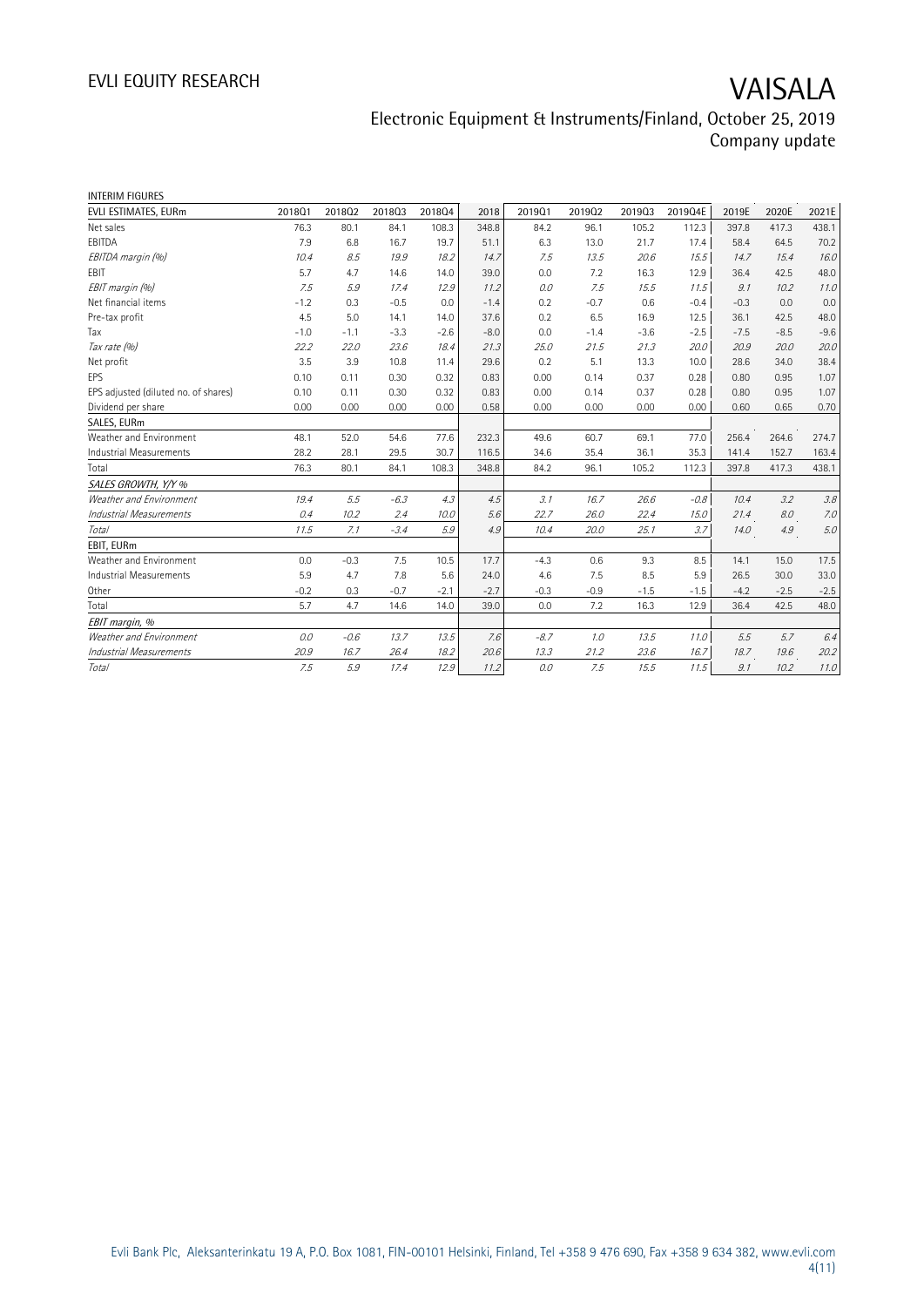INTERIM FIGURES

| EVLI ESTIMATES, EURm | 2018Q1 | 2018Q2 | 2018Q3 | 2018Q4 | 2018 | 2019Q1 | 2019Q2 | 2019Q3 | 2019Q4E | 2019E | 2020E | 2021E |
|---|---|---|---|---|---|---|---|---|---|---|---|---|
| Net sales | 76.3 | 80.1 | 84.1 | 108.3 | 348.8 | 84.2 | 96.1 | 105.2 | 112.3 | 397.8 | 417.3 | 438.1 |
| EBITDA | 7.9 | 6.8 | 16.7 | 19.7 | 51.1 | 6.3 | 13.0 | 21.7 | 17.4 | 58.4 | 64.5 | 70.2 |
| *EBITDA margin (%)* | *10.4* | *8.5* | *19.9* | *18.2* | *14.7* | *7.5* | *13.5* | *20.6* | *15.5* | *14.7* | *15.4* | *16.0* |
| EBIT | 5.7 | 4.7 | 14.6 | 14.0 | 39.0 | 0.0 | 7.2 | 16.3 | 12.9 | 36.4 | 42.5 | 48.0 |
| *EBIT margin (%)* | *7.5* | *5.9* | *17.4* | *12.9* | *11.2* | *0.0* | *7.5* | *15.5* | *11.5* | *9.1* | *10.2* | *11.0* |
| Net financial items | -1.2 | 0.3 | -0.5 | 0.0 | -1.4 | 0.2 | -0.7 | 0.6 | -0.4 | -0.3 | 0.0 | 0.0 |
| Pre-tax profit | 4.5 | 5.0 | 14.1 | 14.0 | 37.6 | 0.2 | 6.5 | 16.9 | 12.5 | 36.1 | 42.5 | 48.0 |
| Tax | -1.0 | -1.1 | -3.3 | -2.6 | -8.0 | 0.0 | -1.4 | -3.6 | -2.5 | -7.5 | -8.5 | -9.6 |
| *Tax rate (%)* | *22.2* | *22.0* | *23.6* | *18.4* | *21.3* | *25.0* | *21.5* | *21.3* | *20.0* | *20.9* | *20.0* | *20.0* |
| Net profit | 3.5 | 3.9 | 10.8 | 11.4 | 29.6 | 0.2 | 5.1 | 13.3 | 10.0 | 28.6 | 34.0 | 38.4 |
| EPS | 0.10 | 0.11 | 0.30 | 0.32 | 0.83 | 0.00 | 0.14 | 0.37 | 0.28 | 0.80 | 0.95 | 1.07 |
| EPS adjusted (diluted no. of shares) | 0.10 | 0.11 | 0.30 | 0.32 | 0.83 | 0.00 | 0.14 | 0.37 | 0.28 | 0.80 | 0.95 | 1.07 |
| Dividend per share | 0.00 | 0.00 | 0.00 | 0.00 | 0.58 | 0.00 | 0.00 | 0.00 | 0.00 | 0.60 | 0.65 | 0.70 |
| SALES, EURm | | | | | | | | | | | | |
| Weather and Environment | 48.1 | 52.0 | 54.6 | 77.6 | 232.3 | 49.6 | 60.7 | 69.1 | 77.0 | 256.4 | 264.6 | 274.7 |
| Industrial Measurements | 28.2 | 28.1 | 29.5 | 30.7 | 116.5 | 34.6 | 35.4 | 36.1 | 35.3 | 141.4 | 152.7 | 163.4 |
| Total | 76.3 | 80.1 | 84.1 | 108.3 | 348.8 | 84.2 | 96.1 | 105.2 | 112.3 | 397.8 | 417.3 | 438.1 |
| *SALES GROWTH, Y/Y %* | | | | | | | | | | | | |
| *Weather and Environment* | *19.4* | *5.5* | *-6.3* | *4.3* | *4.5* | *3.1* | *16.7* | *26.6* | *-0.8* | *10.4* | *3.2* | *3.8* |
| *Industrial Measurements* | *0.4* | *10.2* | *2.4* | *10.0* | *5.6* | *22.7* | *26.0* | *22.4* | *15.0* | *21.4* | *8.0* | *7.0* |
| *Total* | *11.5* | *7.1* | *-3.4* | *5.9* | *4.9* | *10.4* | *20.0* | *25.1* | *3.7* | *14.0* | *4.9* | *5.0* |
| EBIT, EURm | | | | | | | | | | | | |
| Weather and Environment | 0.0 | -0.3 | 7.5 | 10.5 | 17.7 | -4.3 | 0.6 | 9.3 | 8.5 | 14.1 | 15.0 | 17.5 |
| Industrial Measurements | 5.9 | 4.7 | 7.8 | 5.6 | 24.0 | 4.6 | 7.5 | 8.5 | 5.9 | 26.5 | 30.0 | 33.0 |
| Other | -0.2 | 0.3 | -0.7 | -2.1 | -2.7 | -0.3 | -0.9 | -1.5 | -1.5 | -4.2 | -2.5 | -2.5 |
| Total | 5.7 | 4.7 | 14.6 | 14.0 | 39.0 | 0.0 | 7.2 | 16.3 | 12.9 | 36.4 | 42.5 | 48.0 |
| *EBIT margin, %* | | | | | | | | | | | | |
| *Weather and Environment* | *0.0* | *-0.6* | *13.7* | *13.5* | *7.6* | *-8.7* | *1.0* | *13.5* | *11.0* | *5.5* | *5.7* | *6.4* |
| *Industrial Measurements* | *20.9* | *16.7* | *26.4* | *18.2* | *20.6* | *13.3* | *21.2* | *23.6* | *16.7* | *18.7* | *19.6* | *20.2* |
| *Total* | *7.5* | *5.9* | *17.4* | *12.9* | *11.2* | *0.0* | *7.5* | *15.5* | *11.5* | *9.1* | *10.2* | *11.0* |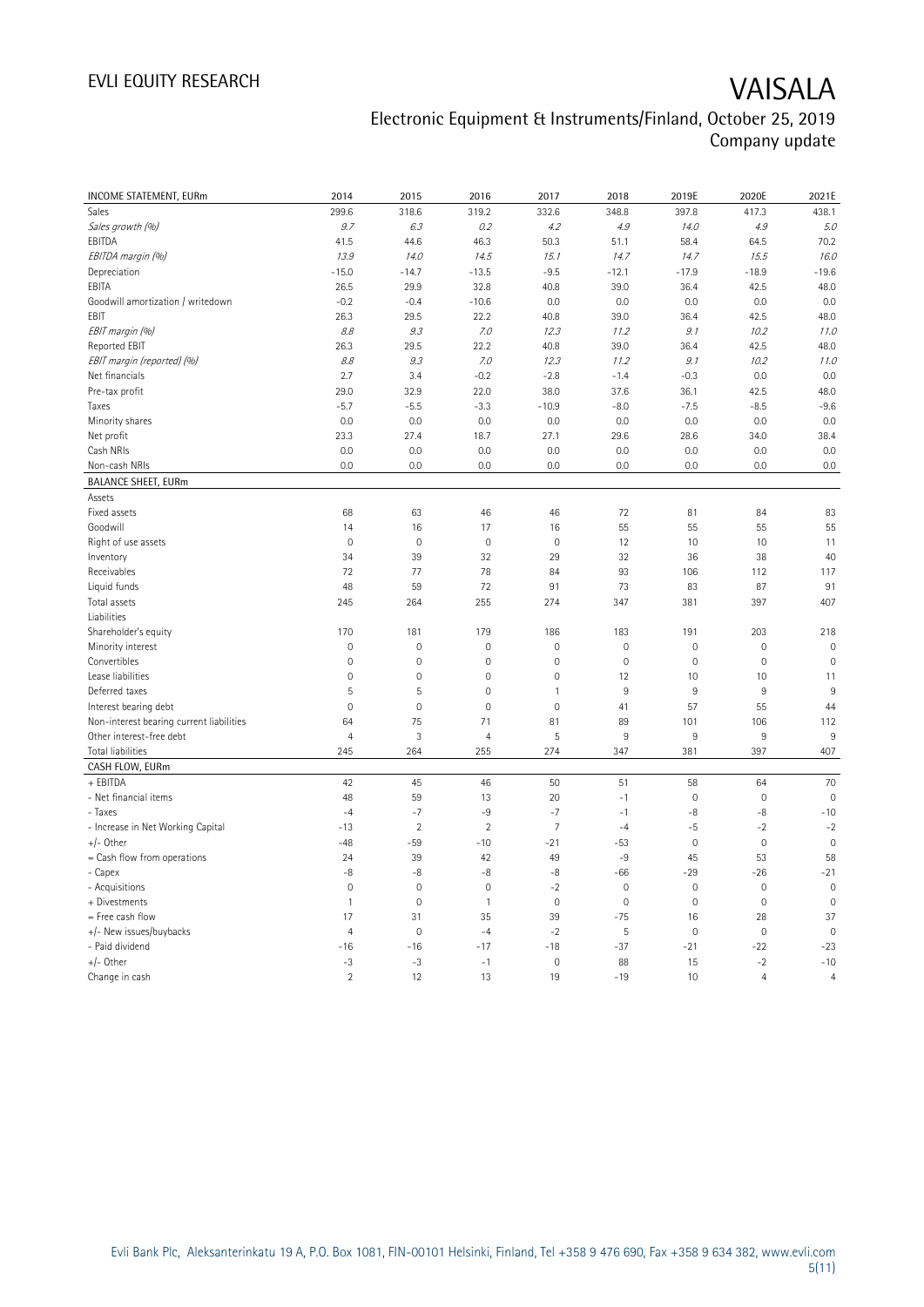| INCOME STATEMENT, EURm | 2014 | 2015 | 2016 | 2017 | 2018 | 2019E | 2020E | 2021E |
|---|---|---|---|---|---|---|---|---|
| Sales | 299.6 | 318.6 | 319.2 | 332.6 | 348.8 | 397.8 | 417.3 | 438.1 |
| *Sales growth (%)* | *9.7* | *6.3* | *0.2* | *4.2* | *4.9* | *14.0* | *4.9* | *5.0* |
| EBITDA | 41.5 | 44.6 | 46.3 | 50.3 | 51.1 | 58.4 | 64.5 | 70.2 |
| *EBITDA margin (%)* | *13.9* | *14.0* | *14.5* | *15.1* | *14.7* | *14.7* | *15.5* | *16.0* |
| Depreciation | -15.0 | -14.7 | -13.5 | -9.5 | -12.1 | -17.9 | -18.9 | -19.6 |
| EBITA | 26.5 | 29.9 | 32.8 | 40.8 | 39.0 | 36.4 | 42.5 | 48.0 |
| Goodwill amortization / writedown | -0.2 | -0.4 | -10.6 | 0.0 | 0.0 | 0.0 | 0.0 | 0.0 |
| EBIT | 26.3 | 29.5 | 22.2 | 40.8 | 39.0 | 36.4 | 42.5 | 48.0 |
| *EBIT margin (%)* | *8.8* | *9.3* | *7.0* | *12.3* | *11.2* | *9.1* | *10.2* | *11.0* |
| Reported EBIT | 26.3 | 29.5 | 22.2 | 40.8 | 39.0 | 36.4 | 42.5 | 48.0 |
| *EBIT margin (reported) (%)* | *8.8* | *9.3* | *7.0* | *12.3* | *11.2* | *9.1* | *10.2* | *11.0* |
| Net financials | 2.7 | 3.4 | -0.2 | -2.8 | -1.4 | -0.3 | 0.0 | 0.0 |
| Pre-tax profit | 29.0 | 32.9 | 22.0 | 38.0 | 37.6 | 36.1 | 42.5 | 48.0 |
| Taxes | -5.7 | -5.5 | -3.3 | -10.9 | -8.0 | -7.5 | -8.5 | -9.6 |
| Minority shares | 0.0 | 0.0 | 0.0 | 0.0 | 0.0 | 0.0 | 0.0 | 0.0 |
| Net profit | 23.3 | 27.4 | 18.7 | 27.1 | 29.6 | 28.6 | 34.0 | 38.4 |
| Cash NRIs | 0.0 | 0.0 | 0.0 | 0.0 | 0.0 | 0.0 | 0.0 | 0.0 |
| Non-cash NRIs | 0.0 | 0.0 | 0.0 | 0.0 | 0.0 | 0.0 | 0.0 | 0.0 |
| **BALANCE SHEET, EURm** | | | | | | | | |
| Assets | | | | | | | | |
| Fixed assets | 68 | 63 | 46 | 46 | 72 | 81 | 84 | 83 |
| Goodwill | 14 | 16 | 17 | 16 | 55 | 55 | 55 | 55 |
| Right of use assets | 0 | 0 | 0 | 0 | 12 | 10 | 10 | 11 |
| Inventory | 34 | 39 | 32 | 29 | 32 | 36 | 38 | 40 |
| Receivables | 72 | 77 | 78 | 84 | 93 | 106 | 112 | 117 |
| Liquid funds | 48 | 59 | 72 | 91 | 73 | 83 | 87 | 91 |
| Total assets | 245 | 264 | 255 | 274 | 347 | 381 | 397 | 407 |
| Liabilities | | | | | | | | |
| Shareholder's equity | 170 | 181 | 179 | 186 | 183 | 191 | 203 | 218 |
| Minority interest | 0 | 0 | 0 | 0 | 0 | 0 | 0 | 0 |
| Convertibles | 0 | 0 | 0 | 0 | 0 | 0 | 0 | 0 |
| Lease liabilities | 0 | 0 | 0 | 0 | 12 | 10 | 10 | 11 |
| Deferred taxes | 5 | 5 | 0 | 1 | 9 | 9 | 9 | 9 |
| Interest bearing debt | 0 | 0 | 0 | 0 | 41 | 57 | 55 | 44 |
| Non-interest bearing current liabilities | 64 | 75 | 71 | 81 | 89 | 101 | 106 | 112 |
| Other interest-free debt | 4 | 3 | 4 | 5 | 9 | 9 | 9 | 9 |
| Total liabilities | 245 | 264 | 255 | 274 | 347 | 381 | 397 | 407 |
| **CASH FLOW, EURm** | | | | | | | | |
| + EBITDA | 42 | 45 | 46 | 50 | 51 | 58 | 64 | 70 |
| - Net financial items | 48 | 59 | 13 | 20 | -1 | 0 | 0 | 0 |
| - Taxes | -4 | -7 | -9 | -7 | -1 | -8 | -8 | -10 |
| - Increase in Net Working Capital | -13 | 2 | 2 | 7 | -4 | -5 | -2 | -2 |
| +/- Other | -48 | -59 | -10 | -21 | -53 | 0 | 0 | 0 |
| = Cash flow from operations | 24 | 39 | 42 | 49 | -9 | 45 | 53 | 58 |
| - Capex | -8 | -8 | -8 | -8 | -66 | -29 | -26 | -21 |
| - Acquisitions | 0 | 0 | 0 | -2 | 0 | 0 | 0 | 0 |
| + Divestments | 1 | 0 | 1 | 0 | 0 | 0 | 0 | 0 |
| = Free cash flow | 17 | 31 | 35 | 39 | -75 | 16 | 28 | 37 |
| +/- New issues/buybacks | 4 | 0 | -4 | -2 | 5 | 0 | 0 | 0 |
| - Paid dividend | -16 | -16 | -17 | -18 | -37 | -21 | -22 | -23 |
| +/- Other | -3 | -3 | -1 | 0 | 88 | 15 | -2 | -10 |
| Change in cash | 2 | 12 | 13 | 19 | -19 | 10 | 4 | 4 |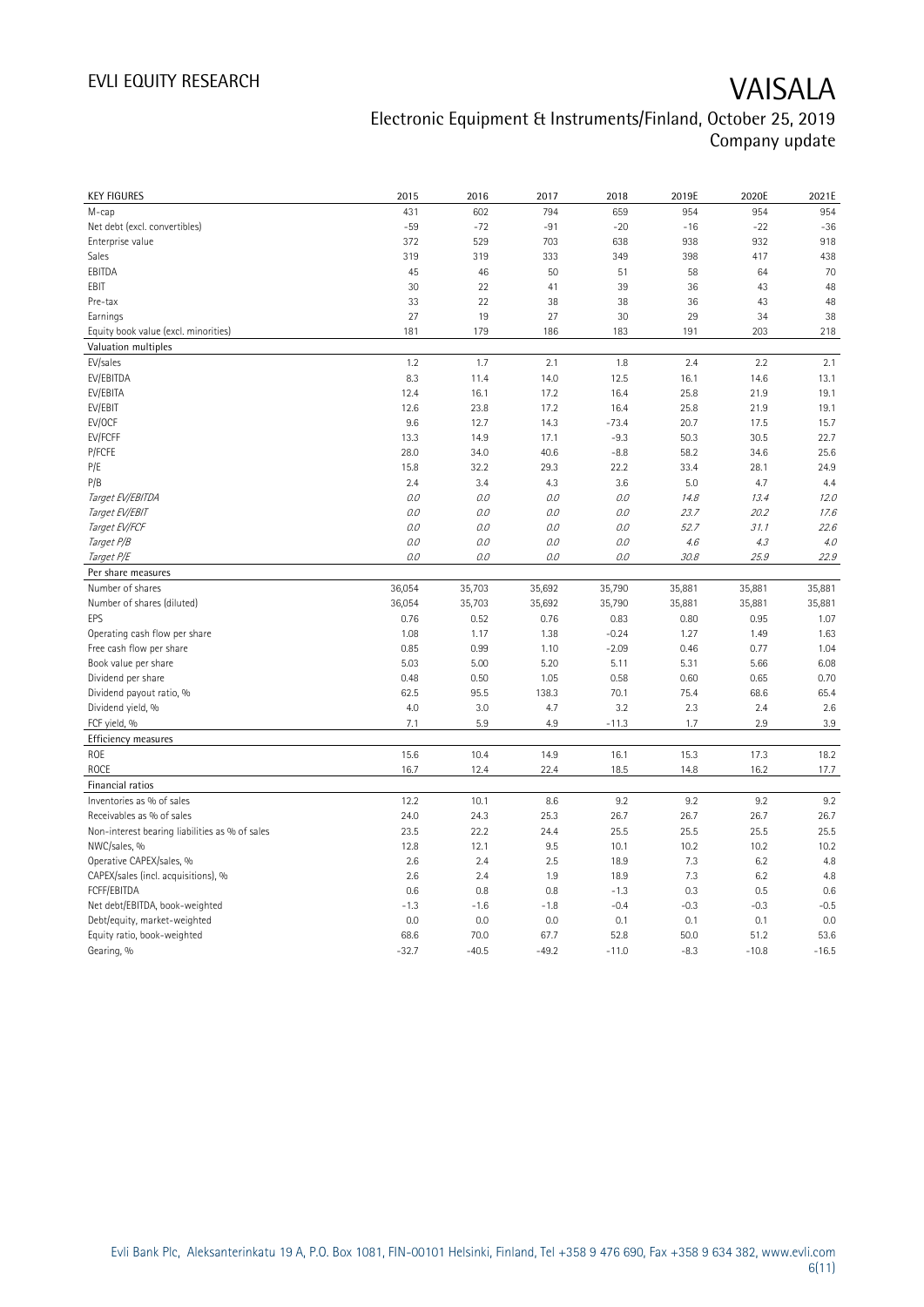# VAISALA

Electronic Equipment & Instruments/Finland, October 25, 2019
Company update

| KEY FIGURES | 2015 | 2016 | 2017 | 2018 | 2019E | 2020E | 2021E |
|---|---|---|---|---|---|---|---|
| M-cap | 431 | 602 | 794 | 659 | 954 | 954 | 954 |
| Net debt (excl. convertibles) | -59 | -72 | -91 | -20 | -16 | -22 | -36 |
| Enterprise value | 372 | 529 | 703 | 638 | 938 | 932 | 918 |
| Sales | 319 | 319 | 333 | 349 | 398 | 417 | 438 |
| EBITDA | 45 | 46 | 50 | 51 | 58 | 64 | 70 |
| EBIT | 30 | 22 | 41 | 39 | 36 | 43 | 48 |
| Pre-tax | 33 | 22 | 38 | 38 | 36 | 43 | 48 |
| Earnings | 27 | 19 | 27 | 30 | 29 | 34 | 38 |
| Equity book value (excl. minorities) | 181 | 179 | 186 | 183 | 191 | 203 | 218 |
| **Valuation multiples** | | | | | | | |
| EV/sales | 1.2 | 1.7 | 2.1 | 1.8 | 2.4 | 2.2 | 2.1 |
| EV/EBITDA | 8.3 | 11.4 | 14.0 | 12.5 | 16.1 | 14.6 | 13.1 |
| EV/EBITA | 12.4 | 16.1 | 17.2 | 16.4 | 25.8 | 21.9 | 19.1 |
| EV/EBIT | 12.6 | 23.8 | 17.2 | 16.4 | 25.8 | 21.9 | 19.1 |
| EV/OCF | 9.6 | 12.7 | 14.3 | -73.4 | 20.7 | 17.5 | 15.7 |
| EV/FCFF | 13.3 | 14.9 | 17.1 | -9.3 | 50.3 | 30.5 | 22.7 |
| P/FCFE | 28.0 | 34.0 | 40.6 | -8.8 | 58.2 | 34.6 | 25.6 |
| P/E | 15.8 | 32.2 | 29.3 | 22.2 | 33.4 | 28.1 | 24.9 |
| P/B | 2.4 | 3.4 | 4.3 | 3.6 | 5.0 | 4.7 | 4.4 |
| *Target EV/EBITDA* | *0.0* | *0.0* | *0.0* | *0.0* | *14.8* | *13.4* | *12.0* |
| *Target EV/EBIT* | *0.0* | *0.0* | *0.0* | *0.0* | *23.7* | *20.2* | *17.6* |
| *Target EV/FCF* | *0.0* | *0.0* | *0.0* | *0.0* | *52.7* | *31.1* | *22.6* |
| *Target P/B* | *0.0* | *0.0* | *0.0* | *0.0* | *4.6* | *4.3* | *4.0* |
| *Target P/E* | *0.0* | *0.0* | *0.0* | *0.0* | *30.8* | *25.9* | *22.9* |
| **Per share measures** | | | | | | | |
| Number of shares | 36,054 | 35,703 | 35,692 | 35,790 | 35,881 | 35,881 | 35,881 |
| Number of shares (diluted) | 36,054 | 35,703 | 35,692 | 35,790 | 35,881 | 35,881 | 35,881 |
| EPS | 0.76 | 0.52 | 0.76 | 0.83 | 0.80 | 0.95 | 1.07 |
| Operating cash flow per share | 1.08 | 1.17 | 1.38 | -0.24 | 1.27 | 1.49 | 1.63 |
| Free cash flow per share | 0.85 | 0.99 | 1.10 | -2.09 | 0.46 | 0.77 | 1.04 |
| Book value per share | 5.03 | 5.00 | 5.20 | 5.11 | 5.31 | 5.66 | 6.08 |
| Dividend per share | 0.48 | 0.50 | 1.05 | 0.58 | 0.60 | 0.65 | 0.70 |
| Dividend payout ratio, % | 62.5 | 95.5 | 138.3 | 70.1 | 75.4 | 68.6 | 65.4 |
| Dividend yield, % | 4.0 | 3.0 | 4.7 | 3.2 | 2.3 | 2.4 | 2.6 |
| FCF yield, % | 7.1 | 5.9 | 4.9 | -11.3 | 1.7 | 2.9 | 3.9 |
| **Efficiency measures** | | | | | | | |
| ROE | 15.6 | 10.4 | 14.9 | 16.1 | 15.3 | 17.3 | 18.2 |
| ROCE | 16.7 | 12.4 | 22.4 | 18.5 | 14.8 | 16.2 | 17.7 |
| **Financial ratios** | | | | | | | |
| Inventories as % of sales | 12.2 | 10.1 | 8.6 | 9.2 | 9.2 | 9.2 | 9.2 |
| Receivables as % of sales | 24.0 | 24.3 | 25.3 | 26.7 | 26.7 | 26.7 | 26.7 |
| Non-interest bearing liabilities as % of sales | 23.5 | 22.2 | 24.4 | 25.5 | 25.5 | 25.5 | 25.5 |
| NWC/sales, % | 12.8 | 12.1 | 9.5 | 10.1 | 10.2 | 10.2 | 10.2 |
| Operative CAPEX/sales, % | 2.6 | 2.4 | 2.5 | 18.9 | 7.3 | 6.2 | 4.8 |
| CAPEX/sales (incl. acquisitions), % | 2.6 | 2.4 | 1.9 | 18.9 | 7.3 | 6.2 | 4.8 |
| FCFF/EBITDA | 0.6 | 0.8 | 0.8 | -1.3 | 0.3 | 0.5 | 0.6 |
| Net debt/EBITDA, book-weighted | -1.3 | -1.6 | -1.8 | -0.4 | -0.3 | -0.3 | -0.5 |
| Debt/equity, market-weighted | 0.0 | 0.0 | 0.0 | 0.1 | 0.1 | 0.1 | 0.0 |
| Equity ratio, book-weighted | 68.6 | 70.0 | 67.7 | 52.8 | 50.0 | 51.2 | 53.6 |
| Gearing, % | -32.7 | -40.5 | -49.2 | -11.0 | -8.3 | -10.8 | -16.5 |

Evli Bank Plc, Aleksanterinkatu 19 A, P.O. Box 1081, FIN-00101 Helsinki, Finland, Tel +358 9 476 690, Fax +358 9 634 382, www.evli.com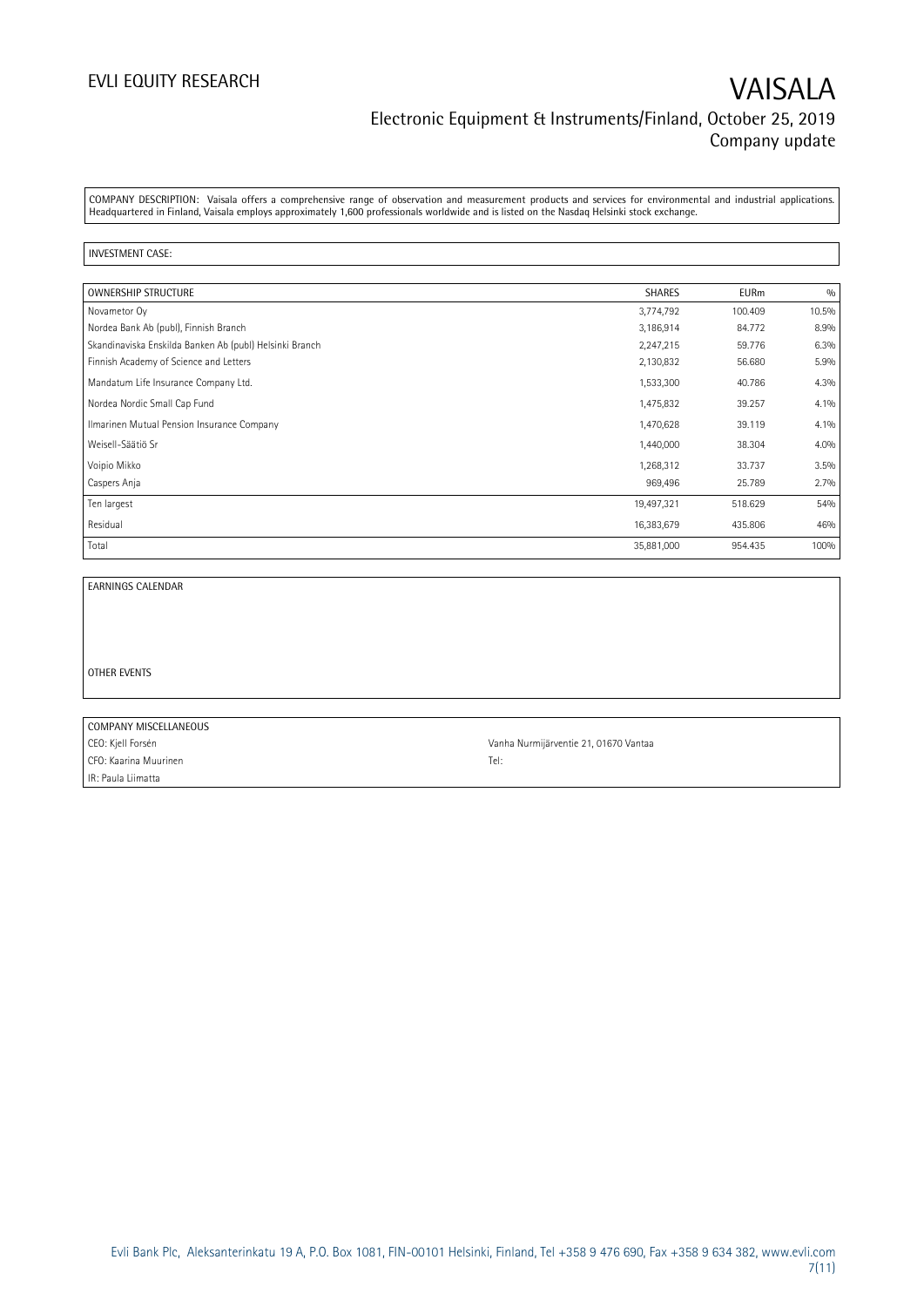COMPANY DESCRIPTION: Vaisala offers a comprehensive range of observation and measurement products and services for environmental and industrial applications. Headquartered in Finland, Vaisala employs approximately 1,600 professionals worldwide and is listed on the Nasdaq Helsinki stock exchange.

INVESTMENT CASE:

| OWNERSHIP STRUCTURE | SHARES | EURm | % |
|---|---|---|---|
| Novametor Oy | 3,774,792 | 100.409 | 10.5% |
| Nordea Bank Ab (publ), Finnish Branch | 3,186,914 | 84.772 | 8.9% |
| Skandinaviska Enskilda Banken Ab (publ) Helsinki Branch | 2,247,215 | 59.776 | 6.3% |
| Finnish Academy of Science and Letters | 2,130,832 | 56.680 | 5.9% |
| Mandatum Life Insurance Company Ltd. | 1,533,300 | 40.786 | 4.3% |
| Nordea Nordic Small Cap Fund | 1,475,832 | 39.257 | 4.1% |
| Ilmarinen Mutual Pension Insurance Company | 1,470,628 | 39.119 | 4.1% |
| Weisell-Säätiö Sr | 1,440,000 | 38.304 | 4.0% |
| Voipio Mikko | 1,268,312 | 33.737 | 3.5% |
| Caspers Anja | 969,496 | 25.789 | 2.7% |
| Ten largest | 19,497,321 | 518.629 | 54% |
| Residual | 16,383,679 | 435.806 | 46% |
| Total | 35,881,000 | 954.435 | 100% |

EARNINGS CALENDAR

OTHER EVENTS

| COMPANY MISCELLANEOUS | |
|---|---|
| CEO: Kjell Forsén | Vanha Nurmijärventie 21, 01670 Vantaa |
| CFO: Kaarina Muurinen | Tel: |
| IR: Paula Liimatta | |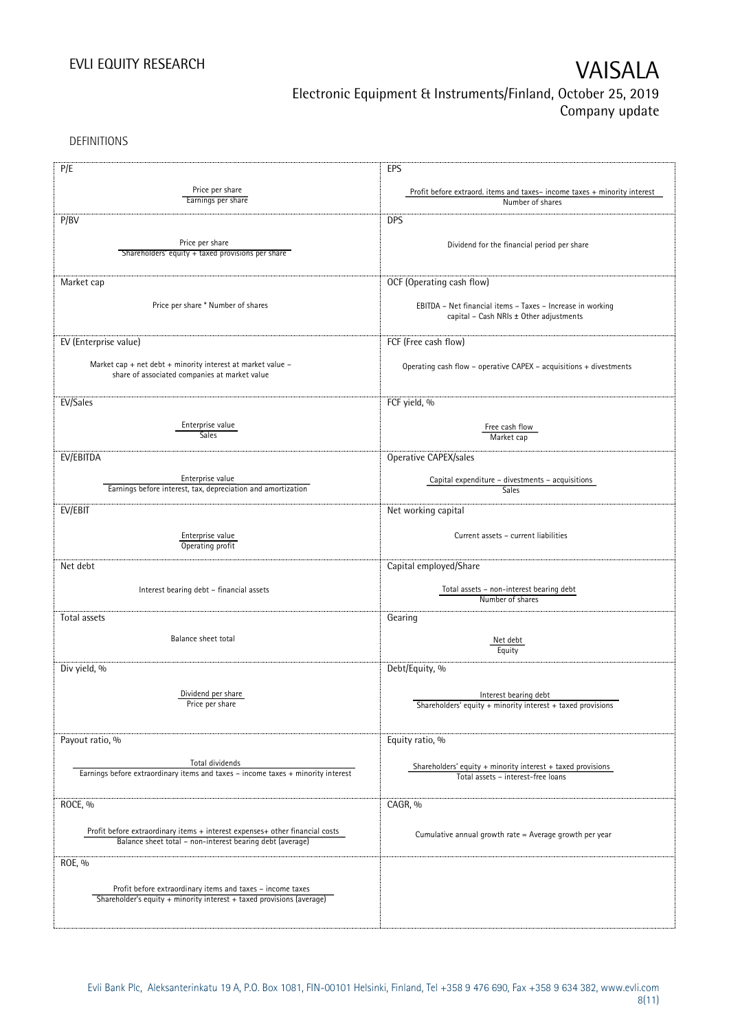## DEFINITIONS

| | |
|---|---|
| **P/E**<br><br>$\frac{\text{Price per share}}{\text{Earnings per share}}$ | **EPS**<br><br>$\frac{\text{Profit before extraord. items and taxes} - \text{income taxes} + \text{minority interest}}{\text{Number of shares}}$ |
| **P/BV**<br><br>$\frac{\text{Price per share}}{\text{Shareholders' equity} + \text{taxed provisions per share}}$ | **DPS**<br><br>Dividend for the financial period per share |
| **Market cap**<br><br>Price per share * Number of shares | **OCF (Operating cash flow)**<br><br>EBITDA – Net financial items – Taxes – Increase in working capital – Cash NRIs ± Other adjustments |
| **EV (Enterprise value)**<br><br>Market cap + net debt + minority interest at market value – share of associated companies at market value | **FCF (Free cash flow)**<br><br>Operating cash flow – operative CAPEX – acquisitions + divestments |
| **EV/Sales**<br><br>$\frac{\text{Enterprise value}}{\text{Sales}}$ | **FCF yield, %**<br><br>$\frac{\text{Free cash flow}}{\text{Market cap}}$ |
| **EV/EBITDA**<br><br>$\frac{\text{Enterprise value}}{\text{Earnings before interest, tax, depreciation and amortization}}$ | **Operative CAPEX/sales**<br><br>$\frac{\text{Capital expenditure} - \text{divestments} - \text{acquisitions}}{\text{Sales}}$ |
| **EV/EBIT**<br><br>$\frac{\text{Enterprise value}}{\text{Operating profit}}$ | **Net working capital**<br><br>Current assets – current liabilities |
| **Net debt**<br><br>Interest bearing debt – financial assets | **Capital employed/Share**<br><br>$\frac{\text{Total assets} - \text{non-interest bearing debt}}{\text{Number of shares}}$ |
| **Total assets**<br><br>Balance sheet total | **Gearing**<br><br>$\frac{\text{Net debt}}{\text{Equity}}$ |
| **Div yield, %**<br><br>$\frac{\text{Dividend per share}}{\text{Price per share}}$ | **Debt/Equity, %**<br><br>$\frac{\text{Interest bearing debt}}{\text{Shareholders' equity} + \text{minority interest} + \text{taxed provisions}}$ |
| **Payout ratio, %**<br><br>$\frac{\text{Total dividends}}{\text{Earnings before extraordinary items and taxes} - \text{income taxes} + \text{minority interest}}$ | **Equity ratio, %**<br><br>$\frac{\text{Shareholders' equity} + \text{minority interest} + \text{taxed provisions}}{\text{Total assets} - \text{interest-free loans}}$ |
| **ROCE, %**<br><br>$\frac{\text{Profit before extraordinary items} + \text{interest expenses} + \text{other financial costs}}{\text{Balance sheet total} - \text{non-interest bearing debt (average)}}$ | **CAGR, %**<br><br>Cumulative annual growth rate = Average growth per year |
| **ROE, %**<br><br>$\frac{\text{Profit before extraordinary items and taxes} - \text{income taxes}}{\text{Shareholder's equity} + \text{minority interest} + \text{taxed provisions (average)}}$ | |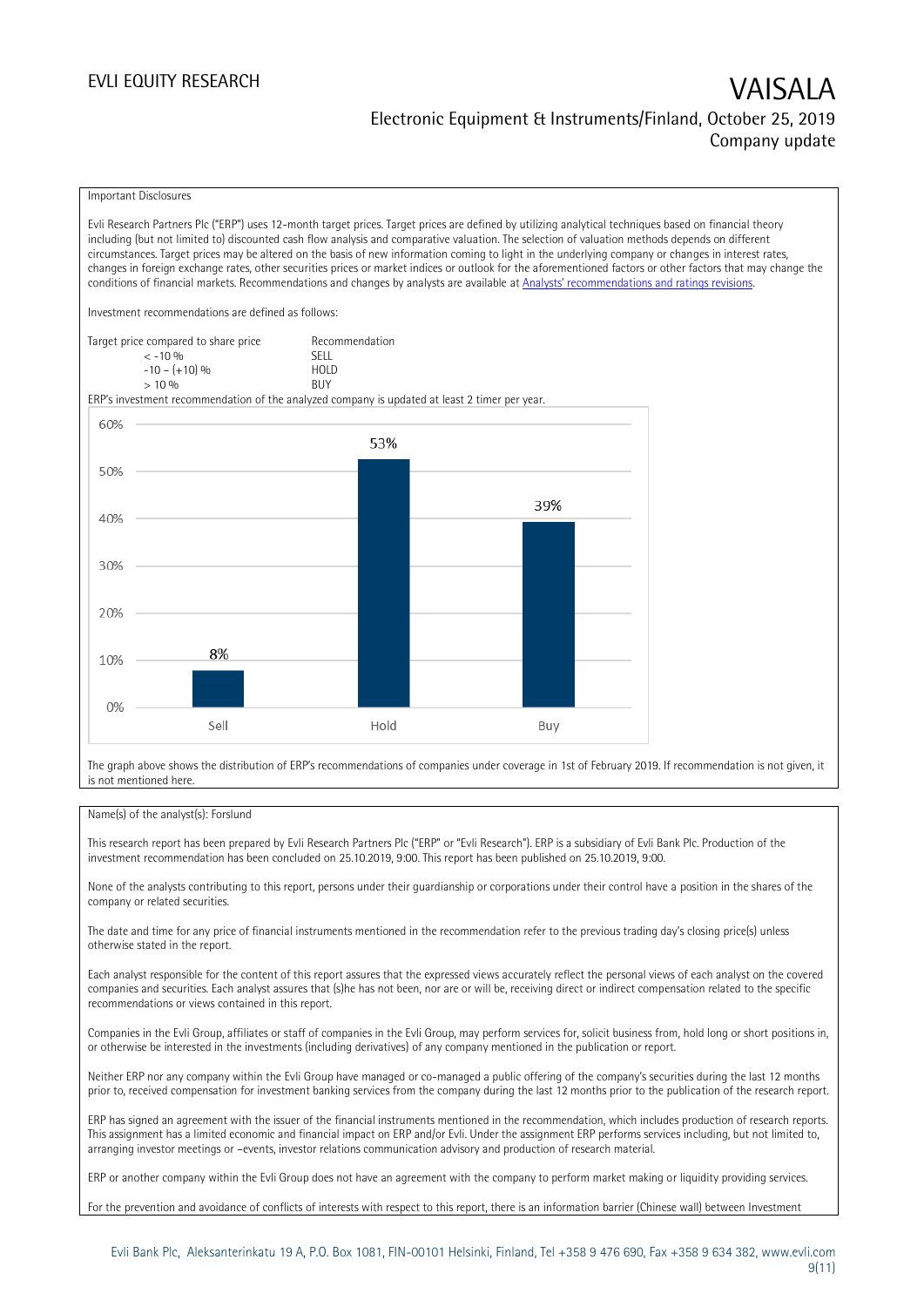Important Disclosures

Evli Research Partners Plc ("ERP") uses 12-month target prices. Target prices are defined by utilizing analytical techniques based on financial theory including (but not limited to) discounted cash flow analysis and comparative valuation. The selection of valuation methods depends on different circumstances. Target prices may be altered on the basis of new information coming to light in the underlying company or changes in interest rates, changes in foreign exchange rates, other securities prices or market indices or outlook for the aforementioned factors or other factors that may change the conditions of financial markets. Recommendations and changes by analysts are available at Analysts' recommendations and ratings revisions.

Investment recommendations are defined as follows:

| Target price compared to share price | Recommendation |
|---|---|
| < -10 % | SELL |
| -10 – (+10) % | HOLD |
| > 10 % | BUY |

ERP's investment recommendation of the analyzed company is updated at least 2 timer per year.

| Recommendation | Share |
|---|---|
| Sell | 8% |
| Hold | 53% |
| Buy | 39% |

The graph above shows the distribution of ERP's recommendations of companies under coverage in 1st of February 2019. If recommendation is not given, it is not mentioned here.

Name(s) of the analyst(s): Forslund

This research report has been prepared by Evli Research Partners Plc ("ERP" or "Evli Research"). ERP is a subsidiary of Evli Bank Plc. Production of the investment recommendation has been concluded on 25.10.2019, 9:00. This report has been published on 25.10.2019, 9:00.

None of the analysts contributing to this report, persons under their guardianship or corporations under their control have a position in the shares of the company or related securities.

The date and time for any price of financial instruments mentioned in the recommendation refer to the previous trading day's closing price(s) unless otherwise stated in the report.

Each analyst responsible for the content of this report assures that the expressed views accurately reflect the personal views of each analyst on the covered companies and securities. Each analyst assures that (s)he has not been, nor are or will be, receiving direct or indirect compensation related to the specific recommendations or views contained in this report.

Companies in the Evli Group, affiliates or staff of companies in the Evli Group, may perform services for, solicit business from, hold long or short positions in, or otherwise be interested in the investments (including derivatives) of any company mentioned in the publication or report.

Neither ERP nor any company within the Evli Group have managed or co-managed a public offering of the company's securities during the last 12 months prior to, received compensation for investment banking services from the company during the last 12 months prior to the publication of the research report.

ERP has signed an agreement with the issuer of the financial instruments mentioned in the recommendation, which includes production of research reports. This assignment has a limited economic and financial impact on ERP and/or Evli. Under the assignment ERP performs services including, but not limited to, arranging investor meetings or –events, investor relations communication advisory and production of research material.

ERP or another company within the Evli Group does not have an agreement with the company to perform market making or liquidity providing services.

For the prevention and avoidance of conflicts of interests with respect to this report, there is an information barrier (Chinese wall) between Investment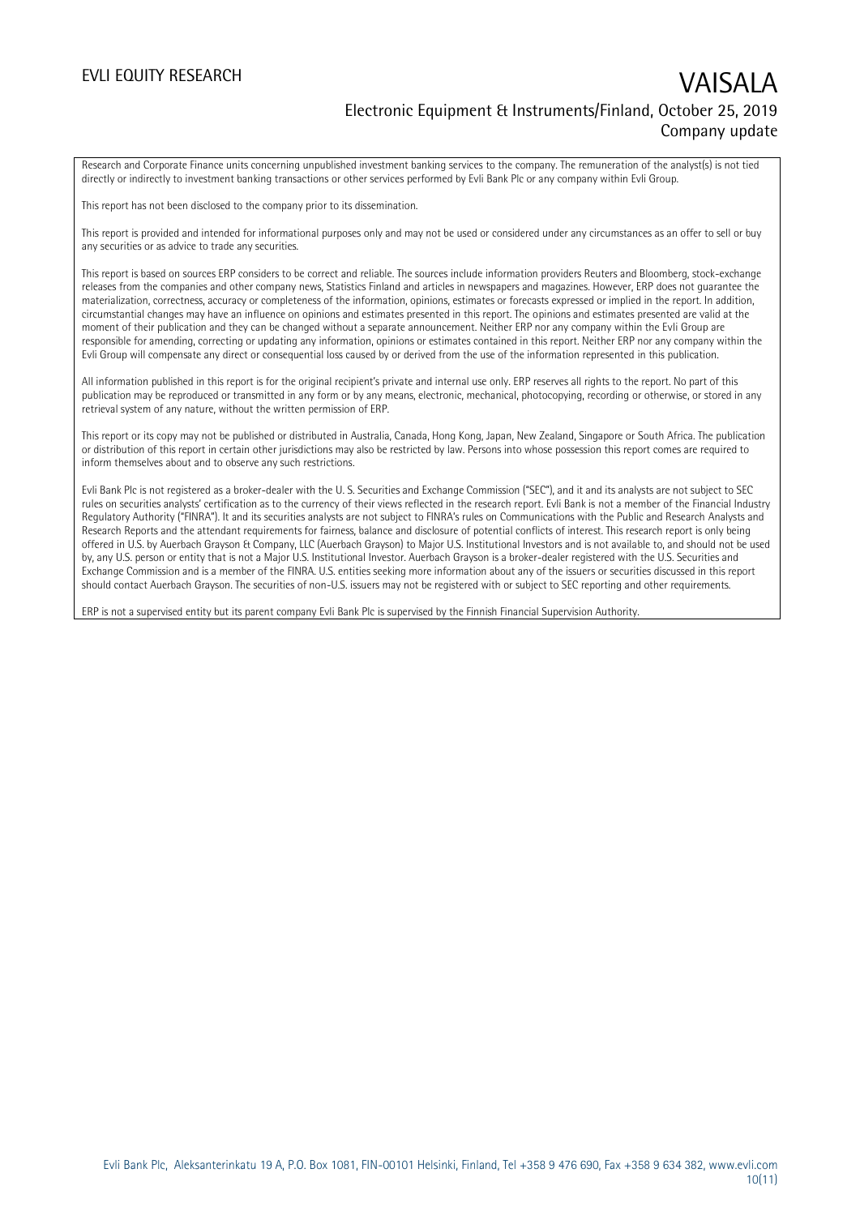Research and Corporate Finance units concerning unpublished investment banking services to the company. The remuneration of the analyst(s) is not tied directly or indirectly to investment banking transactions or other services performed by Evli Bank Plc or any company within Evli Group.

This report has not been disclosed to the company prior to its dissemination.

This report is provided and intended for informational purposes only and may not be used or considered under any circumstances as an offer to sell or buy any securities or as advice to trade any securities.

This report is based on sources ERP considers to be correct and reliable. The sources include information providers Reuters and Bloomberg, stock-exchange releases from the companies and other company news, Statistics Finland and articles in newspapers and magazines. However, ERP does not guarantee the materialization, correctness, accuracy or completeness of the information, opinions, estimates or forecasts expressed or implied in the report. In addition, circumstantial changes may have an influence on opinions and estimates presented in this report. The opinions and estimates presented are valid at the moment of their publication and they can be changed without a separate announcement. Neither ERP nor any company within the Evli Group are responsible for amending, correcting or updating any information, opinions or estimates contained in this report. Neither ERP nor any company within the Evli Group will compensate any direct or consequential loss caused by or derived from the use of the information represented in this publication.

All information published in this report is for the original recipient's private and internal use only. ERP reserves all rights to the report. No part of this publication may be reproduced or transmitted in any form or by any means, electronic, mechanical, photocopying, recording or otherwise, or stored in any retrieval system of any nature, without the written permission of ERP.

This report or its copy may not be published or distributed in Australia, Canada, Hong Kong, Japan, New Zealand, Singapore or South Africa. The publication or distribution of this report in certain other jurisdictions may also be restricted by law. Persons into whose possession this report comes are required to inform themselves about and to observe any such restrictions.

Evli Bank Plc is not registered as a broker-dealer with the U. S. Securities and Exchange Commission ("SEC"), and it and its analysts are not subject to SEC rules on securities analysts' certification as to the currency of their views reflected in the research report. Evli Bank is not a member of the Financial Industry Regulatory Authority ("FINRA"). It and its securities analysts are not subject to FINRA's rules on Communications with the Public and Research Analysts and Research Reports and the attendant requirements for fairness, balance and disclosure of potential conflicts of interest. This research report is only being offered in U.S. by Auerbach Grayson & Company, LLC (Auerbach Grayson) to Major U.S. Institutional Investors and is not available to, and should not be used by, any U.S. person or entity that is not a Major U.S. Institutional Investor. Auerbach Grayson is a broker-dealer registered with the U.S. Securities and Exchange Commission and is a member of the FINRA. U.S. entities seeking more information about any of the issuers or securities discussed in this report should contact Auerbach Grayson. The securities of non-U.S. issuers may not be registered with or subject to SEC reporting and other requirements.

ERP is not a supervised entity but its parent company Evli Bank Plc is supervised by the Finnish Financial Supervision Authority.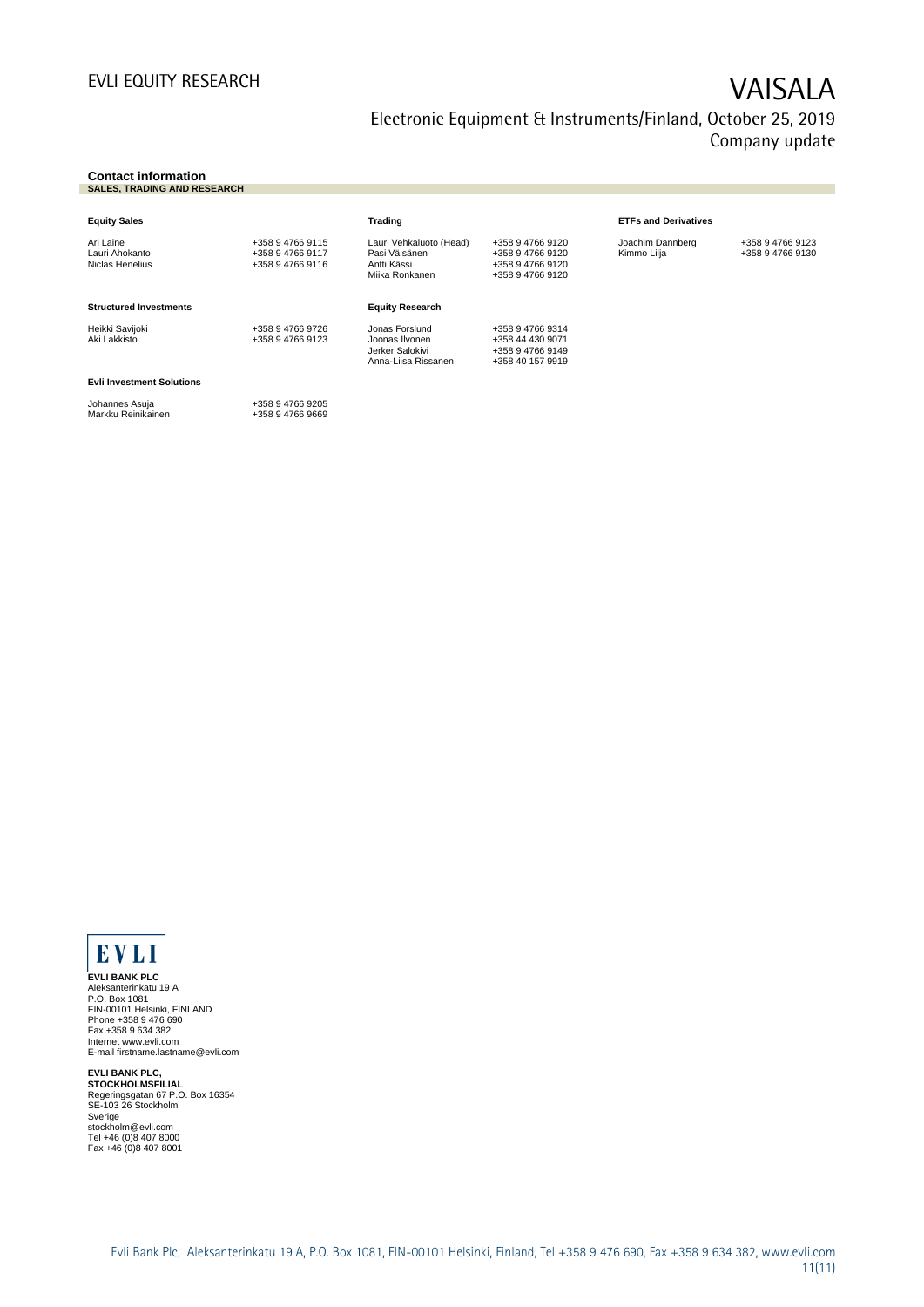## Contact information

**SALES, TRADING AND RESEARCH**

**Equity Sales**

| | |
|---|---|
| Ari Laine | +358 9 4766 9115 |
| Lauri Ahokanto | +358 9 4766 9117 |
| Niclas Henelius | +358 9 4766 9116 |

**Trading**

| | |
|---|---|
| Lauri Vehkaluoto (Head) | +358 9 4766 9120 |
| Pasi Väisänen | +358 9 4766 9120 |
| Antti Kässi | +358 9 4766 9120 |
| Miika Ronkanen | +358 9 4766 9120 |

**ETFs and Derivatives**

| | |
|---|---|
| Joachim Dannberg | +358 9 4766 9123 |
| Kimmo Lilja | +358 9 4766 9130 |

**Structured Investments**

| | |
|---|---|
| Heikki Savijoki | +358 9 4766 9726 |
| Aki Lakkisto | +358 9 4766 9123 |

**Equity Research**

| | |
|---|---|
| Jonas Forslund | +358 9 4766 9314 |
| Joonas Ilvonen | +358 44 430 9071 |
| Jerker Salokivi | +358 9 4766 9149 |
| Anna-Liisa Rissanen | +358 40 157 9919 |

**Evli Investment Solutions**

| | |
|---|---|
| Johannes Asuja | +358 9 4766 9205 |
| Markku Reinikainen | +358 9 4766 9669 |

EVLI

**EVLI BANK PLC**
Aleksanterinkatu 19 A
P.O. Box 1081
FIN-00101 Helsinki, FINLAND
Phone +358 9 476 690
Fax +358 9 634 382
Internet www.evli.com
E-mail firstname.lastname@evli.com

**EVLI BANK PLC, STOCKHOLMSFILIAL**
Regeringsgatan 67 P.O. Box 16354
SE-103 26 Stockholm
Sverige
stockholm@evli.com
Tel +46 (0)8 407 8000
Fax +46 (0)8 407 8001